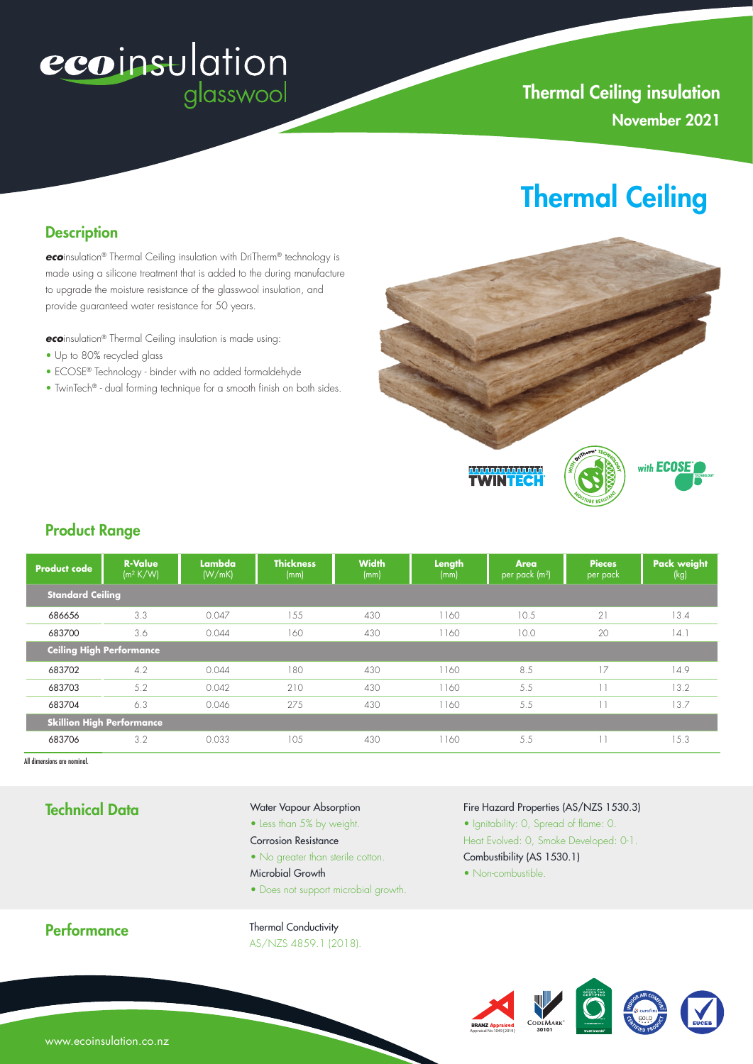# ecoinsulation glasswool

## Thermal Ceiling insulation

**November 2021**

# Thermal Ceiling

## Description

***eco***insulation® Thermal Ceiling insulation with DriTherm® technology is made using a silicone treatment that is added to the during manufacture to upgrade the moisture resistance of the glasswool insulation, and provide guaranteed water resistance for 50 years.

***eco***insulation® Thermal Ceiling insulation is made using:

- Up to 80% recycled glass
- ECOSE® Technology - binder with no added formaldehyde
- TwinTech® - dual forming technique for a smooth finish on both sides.

## Product Range

| Product code | R-Value ($m^2$ K/W) | Lambda (W/mK) | Thickness (mm) | Width (mm) | Length (mm) | Area per pack ($m^2$) | Pieces per pack | Pack weight (kg) |
|---|---|---|---|---|---|---|---|---|
| **Standard Ceiling** | | | | | | | | |
| 686656 | 3.3 | 0.047 | 155 | 430 | 1160 | 10.5 | 21 | 13.4 |
| 683700 | 3.6 | 0.044 | 160 | 430 | 1160 | 10.0 | 20 | 14.1 |
| **Ceiling High Performance** | | | | | | | | |
| 683702 | 4.2 | 0.044 | 180 | 430 | 1160 | 8.5 | 17 | 14.9 |
| 683703 | 5.2 | 0.042 | 210 | 430 | 1160 | 5.5 | 11 | 13.2 |
| 683704 | 6.3 | 0.046 | 275 | 430 | 1160 | 5.5 | 11 | 13.7 |
| **Skillion High Performance** | | | | | | | | |
| 683706 | 3.2 | 0.033 | 105 | 430 | 1160 | 5.5 | 11 | 15.3 |

All dimensions are nominal.

## Technical Data

Water Vapour Absorption

- Less than 5% by weight.

Corrosion Resistance

- No greater than sterile cotton.

Microbial Growth

- Does not support microbial growth.

Fire Hazard Properties (AS/NZS 1530.3)

- Ignitability: 0, Spread of flame: 0. Heat Evolved: 0, Smoke Developed: 0-1.

Combustibility (AS 1530.1)

- Non-combustible.

## Performance

Thermal Conductivity

AS/NZS 4859.1 (2018).

www.ecoinsulation.co.nz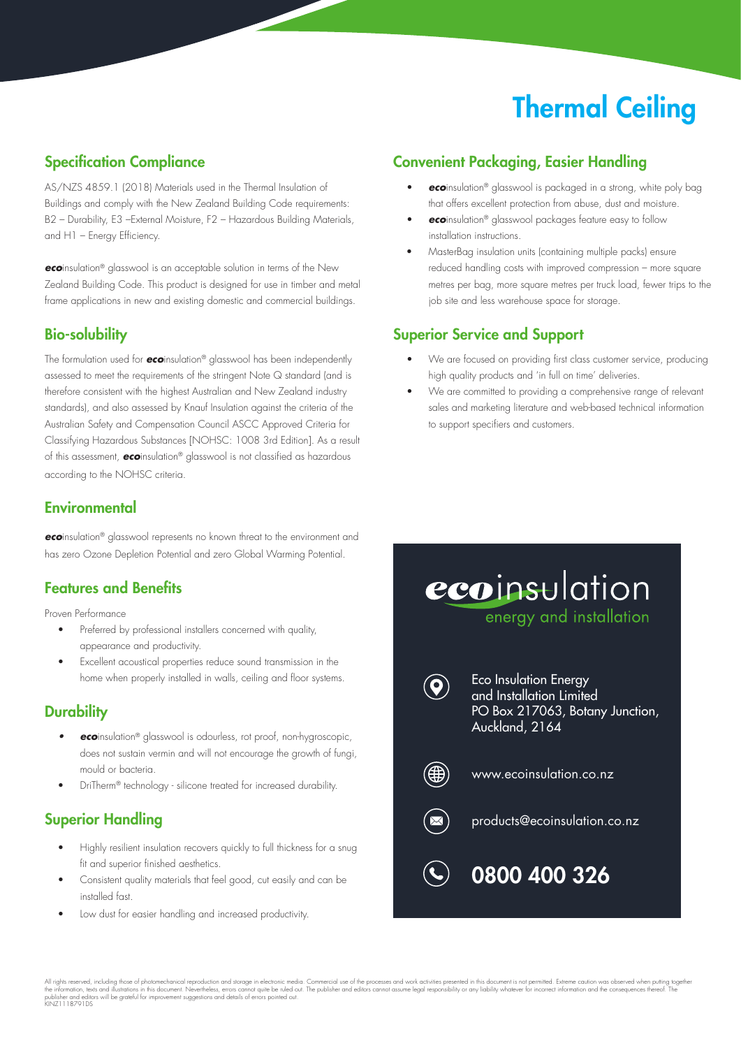# Thermal Ceiling

## Specification Compliance

AS/NZS 4859.1 (2018) Materials used in the Thermal Insulation of Buildings and comply with the New Zealand Building Code requirements: B2 – Durability, E3 –External Moisture, F2 – Hazardous Building Materials, and H1 – Energy Efficiency.

***eco***insulation® glasswool is an acceptable solution in terms of the New Zealand Building Code. This product is designed for use in timber and metal frame applications in new and existing domestic and commercial buildings.

## Bio-solubility

The formulation used for ***eco***insulation® glasswool has been independently assessed to meet the requirements of the stringent Note Q standard (and is therefore consistent with the highest Australian and New Zealand industry standards), and also assessed by Knauf Insulation against the criteria of the Australian Safety and Compensation Council ASCC Approved Criteria for Classifying Hazardous Substances [NOHSC: 1008 3rd Edition]. As a result of this assessment, ***eco***insulation® glasswool is not classified as hazardous according to the NOHSC criteria.

## Environmental

***eco***insulation® glasswool represents no known threat to the environment and has zero Ozone Depletion Potential and zero Global Warming Potential.

## Features and Benefits

Proven Performance

- Preferred by professional installers concerned with quality, appearance and productivity.
- Excellent acoustical properties reduce sound transmission in the home when properly installed in walls, ceiling and floor systems.

## Durability

- ***eco***insulation® glasswool is odourless, rot proof, non-hygroscopic, does not sustain vermin and will not encourage the growth of fungi, mould or bacteria.
- DriTherm® technology - silicone treated for increased durability.

## Superior Handling

- Highly resilient insulation recovers quickly to full thickness for a snug fit and superior finished aesthetics.
- Consistent quality materials that feel good, cut easily and can be installed fast.
- Low dust for easier handling and increased productivity.

## Convenient Packaging, Easier Handling

- ***eco***insulation® glasswool is packaged in a strong, white poly bag that offers excellent protection from abuse, dust and moisture.
- ***eco***insulation® glasswool packages feature easy to follow installation instructions.
- MasterBag insulation units (containing multiple packs) ensure reduced handling costs with improved compression – more square metres per bag, more square metres per truck load, fewer trips to the job site and less warehouse space for storage.

## Superior Service and Support

- We are focused on providing first class customer service, producing high quality products and 'in full on time' deliveries.
- We are committed to providing a comprehensive range of relevant sales and marketing literature and web-based technical information to support specifiers and customers.

**eco**insulation
energy and installation

Eco Insulation Energy and Installation Limited
PO Box 217063, Botany Junction, Auckland, 2164

www.ecoinsulation.co.nz

products@ecoinsulation.co.nz

**0800 400 326**

All rights reserved, including those of photomechanical reproduction and storage in electronic media. Commercial use of the processes and work activities presented in this document is not permitted. Extreme caution was observed when putting together the information, texts and illustrations in this document. Nevertheless, errors cannot quite be ruled out. The publisher and editors cannot assume legal responsibility or any liability whatever for incorrect information and the consequences thereof. The publisher and editors will be grateful for improvement suggestions and details of errors pointed out.
KINZ111879IDS